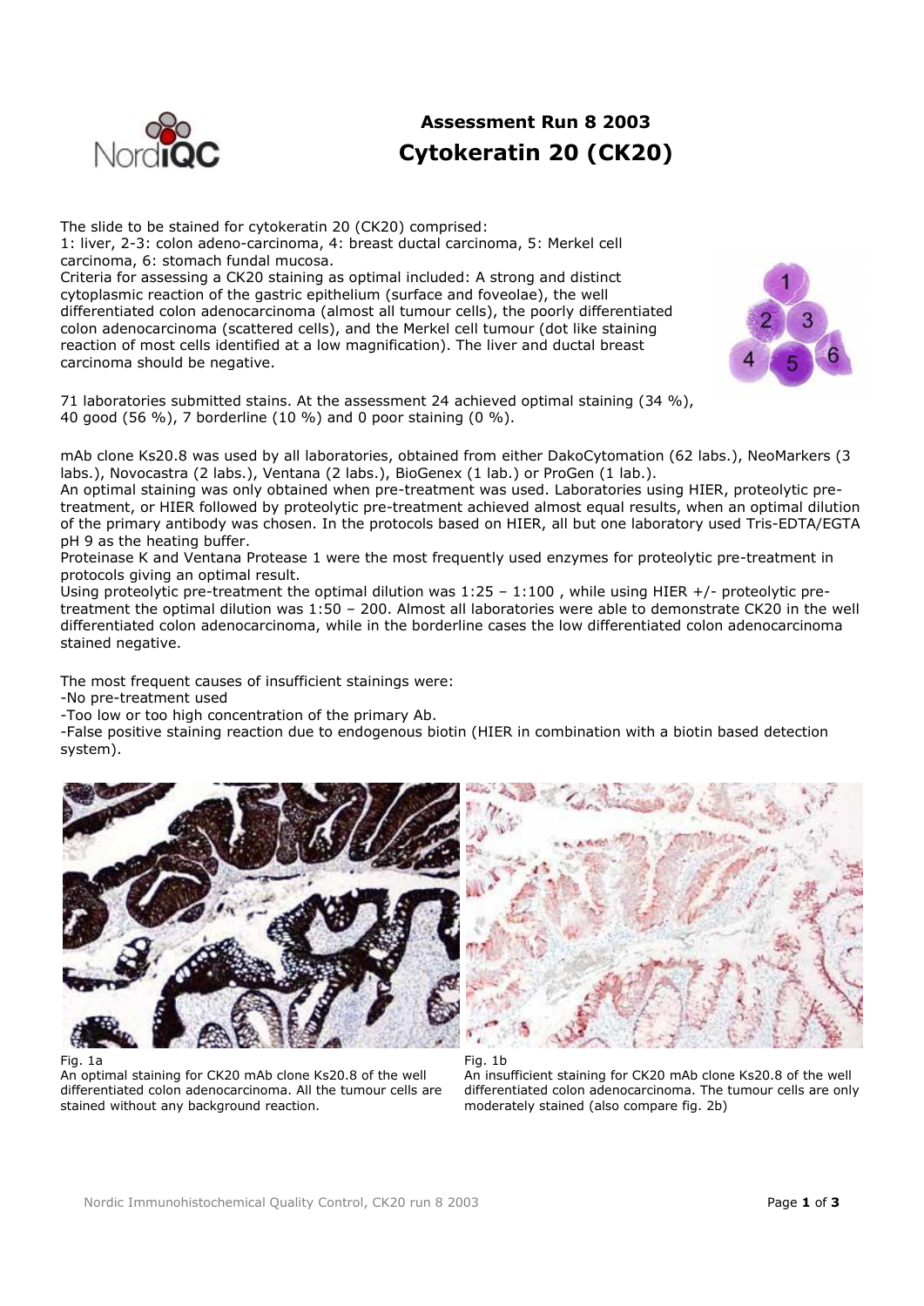# Assessment Run 8 2003
# Cytokeratin 20 (CK20)

The slide to be stained for cytokeratin 20 (CK20) comprised:
1: liver, 2-3: colon adeno-carcinoma, 4: breast ductal carcinoma, 5: Merkel cell carcinoma, 6: stomach fundal mucosa.
Criteria for assessing a CK20 staining as optimal included: A strong and distinct cytoplasmic reaction of the gastric epithelium (surface and foveolae), the well differentiated colon adenocarcinoma (almost all tumour cells), the poorly differentiated colon adenocarcinoma (scattered cells), and the Merkel cell tumour (dot like staining reaction of most cells identified at a low magnification). The liver and ductal breast carcinoma should be negative.

71 laboratories submitted stains. At the assessment 24 achieved optimal staining (34 %), 40 good (56 %), 7 borderline (10 %) and 0 poor staining (0 %).

mAb clone Ks20.8 was used by all laboratories, obtained from either DakoCytomation (62 labs.), NeoMarkers (3 labs.), Novocastra (2 labs.), Ventana (2 labs.), BioGenex (1 lab.) or ProGen (1 lab.).
An optimal staining was only obtained when pre-treatment was used. Laboratories using HIER, proteolytic pre-treatment, or HIER followed by proteolytic pre-treatment achieved almost equal results, when an optimal dilution of the primary antibody was chosen. In the protocols based on HIER, all but one laboratory used Tris-EDTA/EGTA pH 9 as the heating buffer.
Proteinase K and Ventana Protease 1 were the most frequently used enzymes for proteolytic pre-treatment in protocols giving an optimal result.
Using proteolytic pre-treatment the optimal dilution was 1:25 – 1:100 , while using HIER +/- proteolytic pre-treatment the optimal dilution was 1:50 – 200. Almost all laboratories were able to demonstrate CK20 in the well differentiated colon adenocarcinoma, while in the borderline cases the low differentiated colon adenocarcinoma stained negative.

The most frequent causes of insufficient stainings were:
-No pre-treatment used
-Too low or too high concentration of the primary Ab.
-False positive staining reaction due to endogenous biotin (HIER in combination with a biotin based detection system).

Fig. 1a
An optimal staining for CK20 mAb clone Ks20.8 of the well differentiated colon adenocarcinoma. All the tumour cells are stained without any background reaction.

Fig. 1b
An insufficient staining for CK20 mAb clone Ks20.8 of the well differentiated colon adenocarcinoma. The tumour cells are only moderately stained (also compare fig. 2b)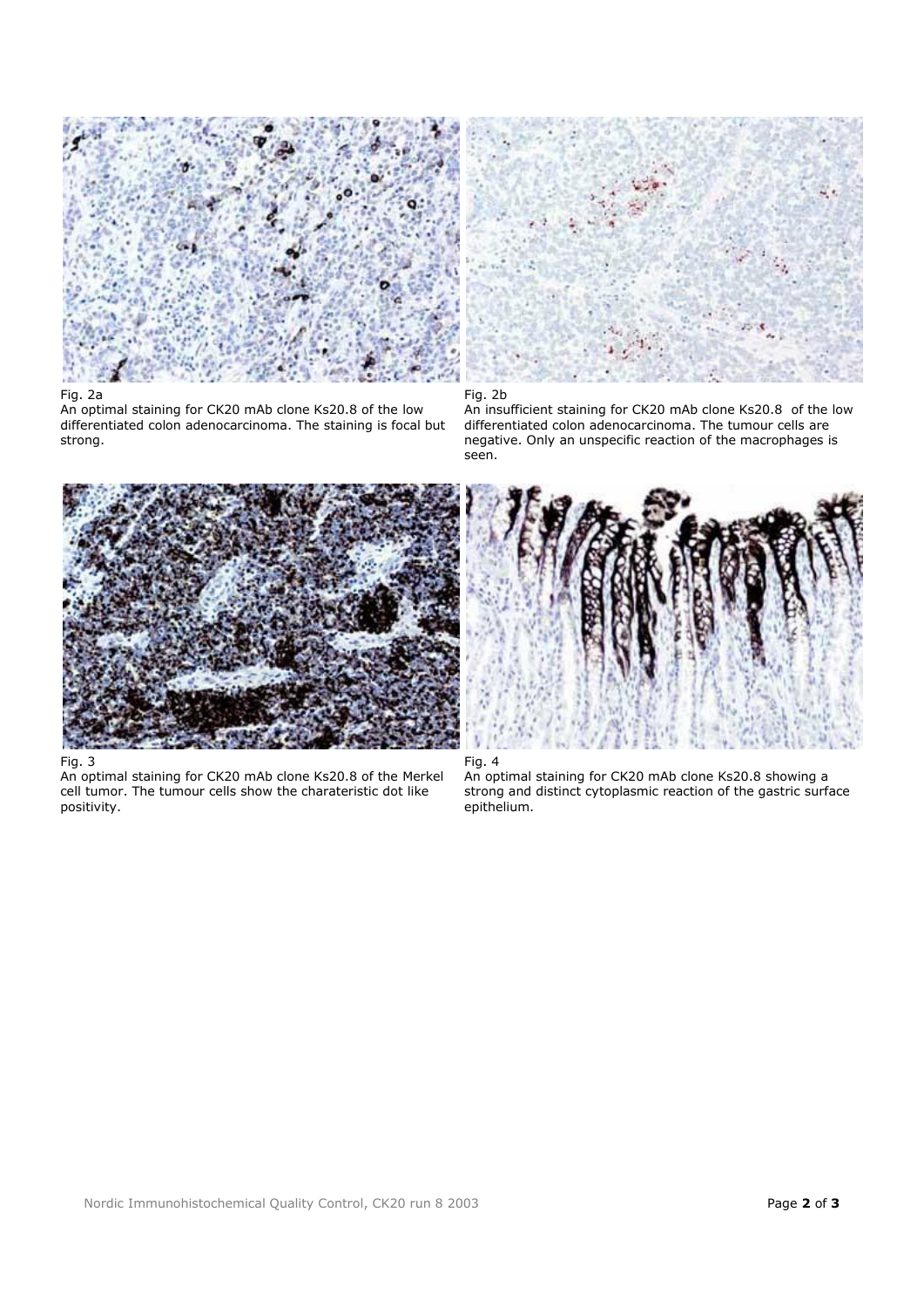Fig. 2a
An optimal staining for CK20 mAb clone Ks20.8 of the low differentiated colon adenocarcinoma. The staining is focal but strong.

Fig. 2b
An insufficient staining for CK20 mAb clone Ks20.8 of the low differentiated colon adenocarcinoma. The tumour cells are negative. Only an unspecific reaction of the macrophages is seen.

Fig. 3
An optimal staining for CK20 mAb clone Ks20.8 of the Merkel cell tumor. The tumour cells show the charateristic dot like positivity.

Fig. 4
An optimal staining for CK20 mAb clone Ks20.8 showing a strong and distinct cytoplasmic reaction of the gastric surface epithelium.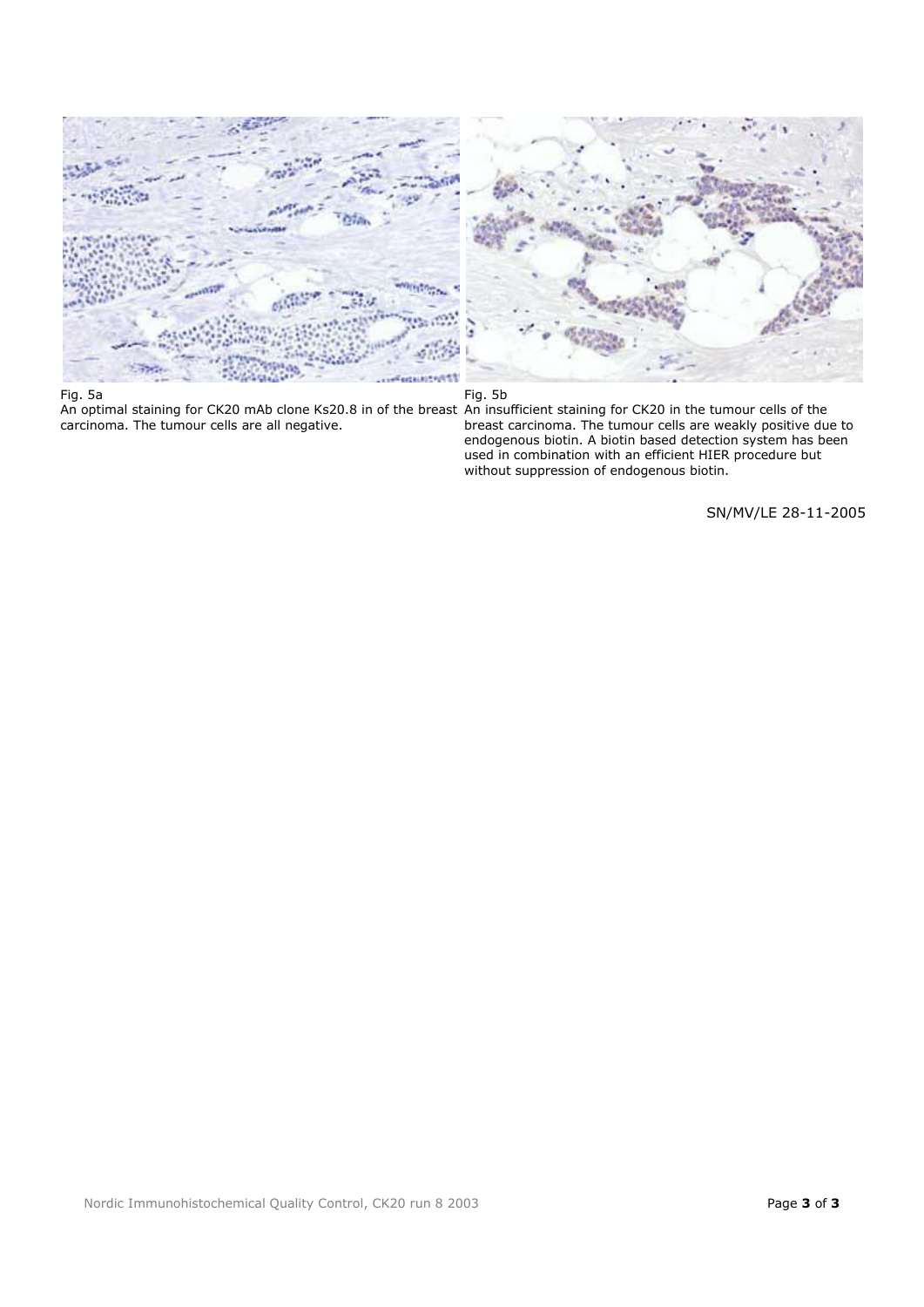Fig. 5a
An optimal staining for CK20 mAb clone Ks20.8 in of the breast carcinoma. The tumour cells are all negative.

Fig. 5b
An insufficient staining for CK20 in the tumour cells of the breast carcinoma. The tumour cells are weakly positive due to endogenous biotin. A biotin based detection system has been used in combination with an efficient HIER procedure but without suppression of endogenous biotin.

SN/MV/LE 28-11-2005